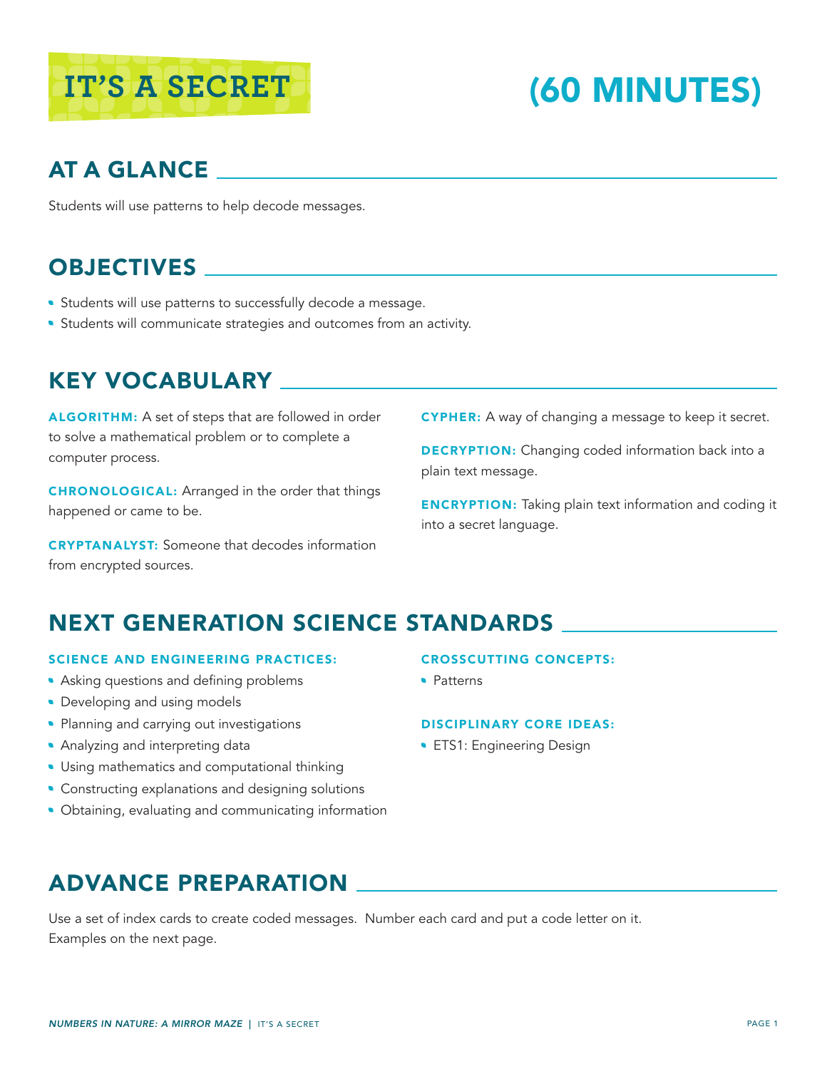# IT'S A SECRET (60 MINUTES)

## AT A GLANCE

Students will use patterns to help decode messages.

## OBJECTIVES

- Students will use patterns to successfully decode a message.
- Students will communicate strategies and outcomes from an activity.

## KEY VOCABULARY

**ALGORITHM:** A set of steps that are followed in order to solve a mathematical problem or to complete a computer process.

**CHRONOLOGICAL:** Arranged in the order that things happened or came to be.

**CRYPTANALYST:** Someone that decodes information from encrypted sources.

**CYPHER:** A way of changing a message to keep it secret.

**DECRYPTION:** Changing coded information back into a plain text message.

**ENCRYPTION:** Taking plain text information and coding it into a secret language.

## NEXT GENERATION SCIENCE STANDARDS

### SCIENCE AND ENGINEERING PRACTICES:

- Asking questions and defining problems
- Developing and using models
- Planning and carrying out investigations
- Analyzing and interpreting data
- Using mathematics and computational thinking
- Constructing explanations and designing solutions
- Obtaining, evaluating and communicating information

### CROSSCUTTING CONCEPTS:

- Patterns

### DISCIPLINARY CORE IDEAS:

- ETS1: Engineering Design

## ADVANCE PREPARATION

Use a set of index cards to create coded messages. Number each card and put a code letter on it. Examples on the next page.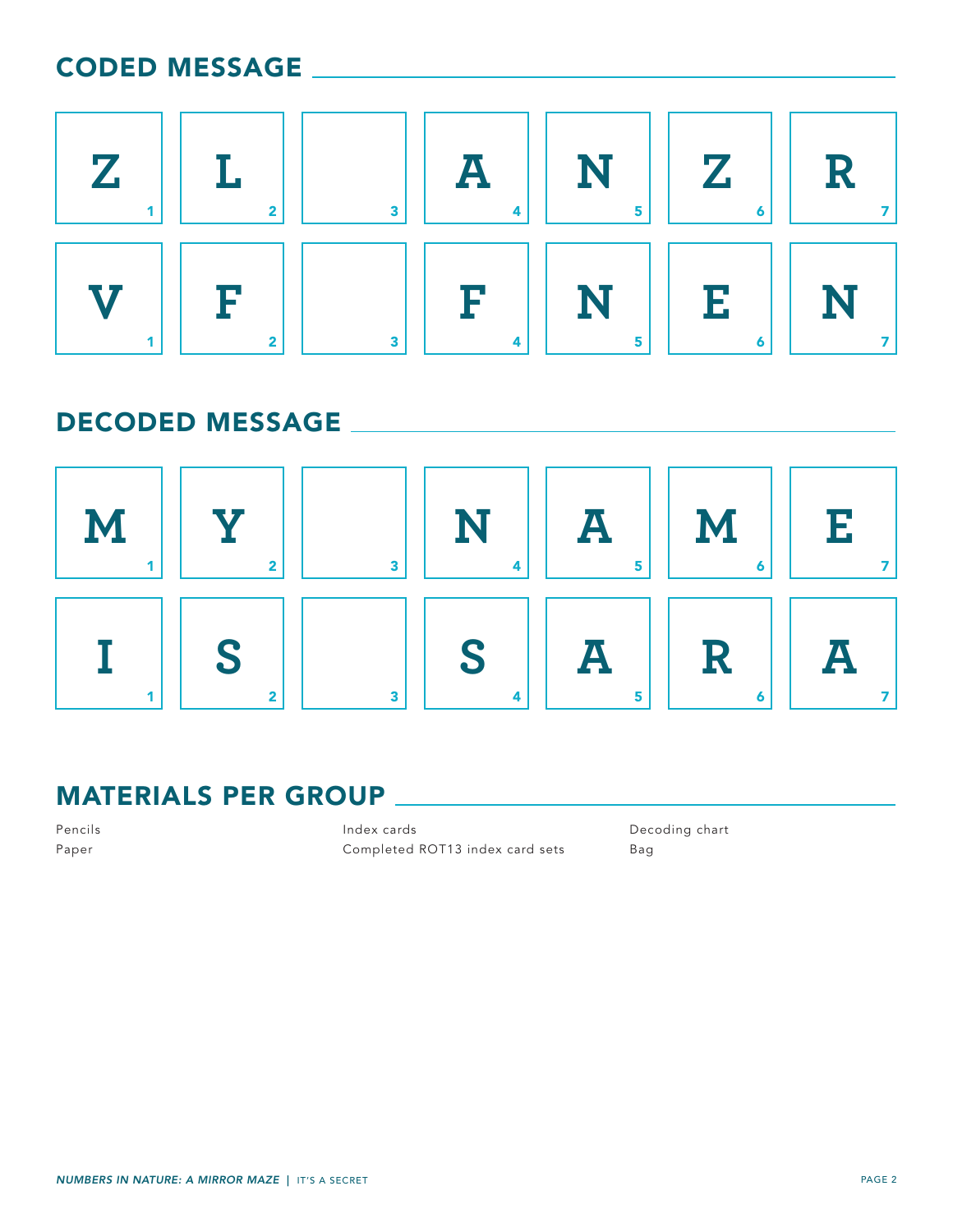## CODED MESSAGE

| 1 | 2 | 3 | 4 | 5 | 6 | 7 |
|---|---|---|---|---|---|---|
| Z | L | | A | N | Z | R |
| V | F | | F | N | E | N |

## DECODED MESSAGE

| 1 | 2 | 3 | 4 | 5 | 6 | 7 |
|---|---|---|---|---|---|---|
| M | Y | | N | A | M | E |
| I | S | | S | A | R | A |

## MATERIALS PER GROUP

- Pencils
- Paper
- Index cards
- Completed ROT13 index card sets
- Decoding chart
- Bag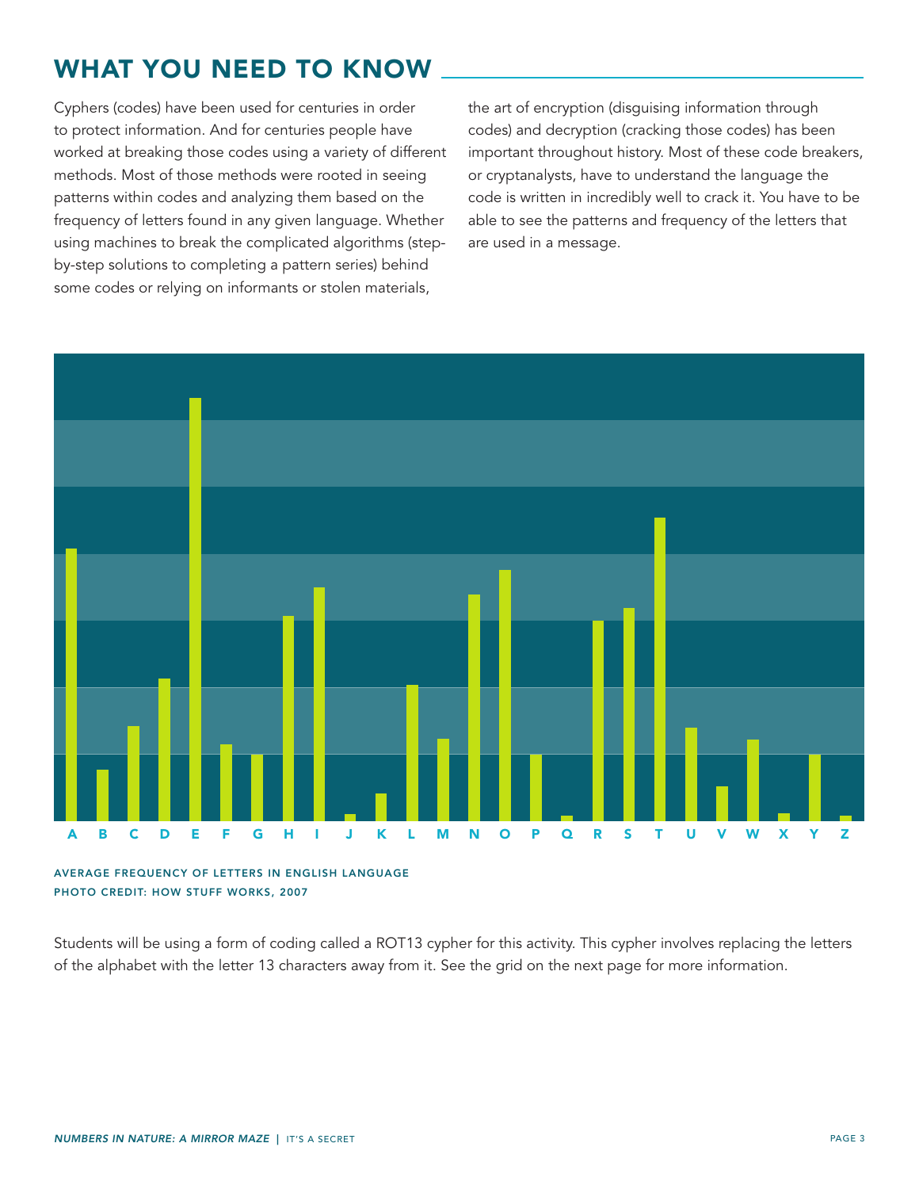## WHAT YOU NEED TO KNOW

Cyphers (codes) have been used for centuries in order to protect information. And for centuries people have worked at breaking those codes using a variety of different methods. Most of those methods were rooted in seeing patterns within codes and analyzing them based on the frequency of letters found in any given language. Whether using machines to break the complicated algorithms (step-by-step solutions to completing a pattern series) behind some codes or relying on informants or stolen materials, the art of encryption (disguising information through codes) and decryption (cracking those codes) has been important throughout history. Most of these code breakers, or cryptanalysts, have to understand the language the code is written in incredibly well to crack it. You have to be able to see the patterns and frequency of the letters that are used in a message.

A B C D E F G H I J K L M N O P Q R S T U V W X Y Z

AVERAGE FREQUENCY OF LETTERS IN ENGLISH LANGUAGE
PHOTO CREDIT: HOW STUFF WORKS, 2007

Students will be using a form of coding called a ROT13 cypher for this activity. This cypher involves replacing the letters of the alphabet with the letter 13 characters away from it. See the grid on the next page for more information.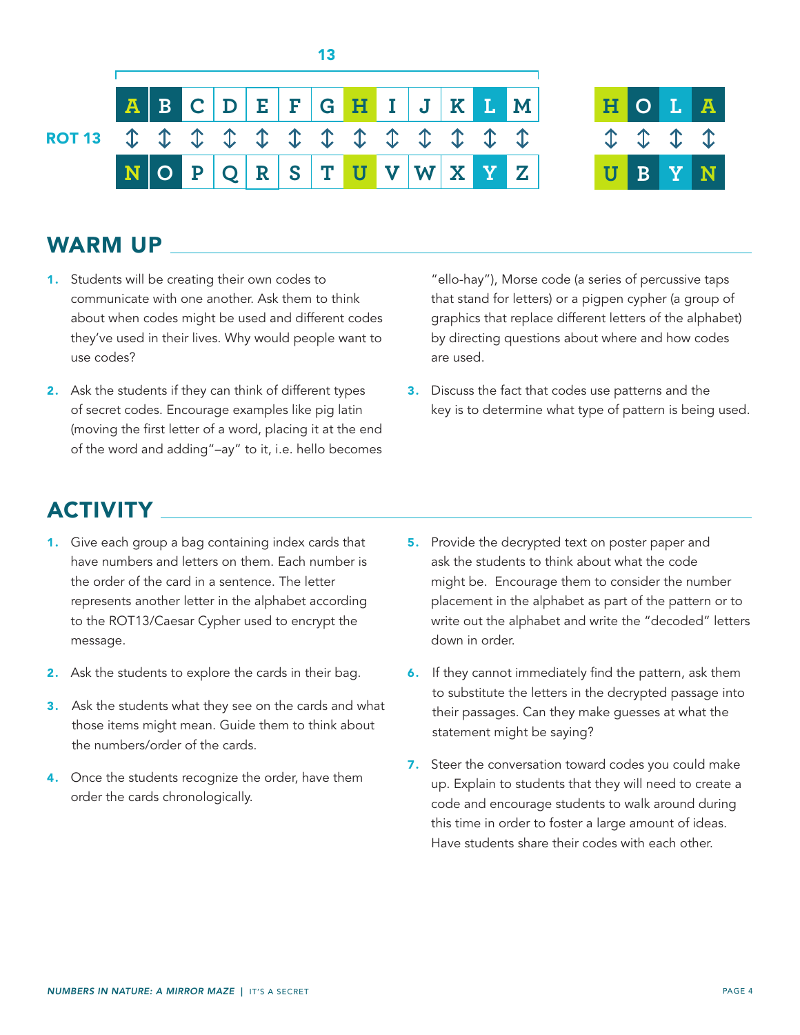13

| ROT 13 | A | B | C | D | E | F | G | H | I | J | K | L | M |
|---|---|---|---|---|---|---|---|---|---|---|---|---|---|
| | ↕ | ↕ | ↕ | ↕ | ↕ | ↕ | ↕ | ↕ | ↕ | ↕ | ↕ | ↕ | ↕ |
| | N | O | P | Q | R | S | T | U | V | W | X | Y | Z |

| H | O | L | A |
|---|---|---|---|
| ↕ | ↕ | ↕ | ↕ |
| U | B | Y | N |

## WARM UP

1. Students will be creating their own codes to communicate with one another. Ask them to think about when codes might be used and different codes they've used in their lives. Why would people want to use codes?
2. Ask the students if they can think of different types of secret codes. Encourage examples like pig latin (moving the first letter of a word, placing it at the end of the word and adding"–ay" to it, i.e. hello becomes "ello-hay"), Morse code (a series of percussive taps that stand for letters) or a pigpen cypher (a group of graphics that replace different letters of the alphabet) by directing questions about where and how codes are used.
3. Discuss the fact that codes use patterns and the key is to determine what type of pattern is being used.

## ACTIVITY

1. Give each group a bag containing index cards that have numbers and letters on them. Each number is the order of the card in a sentence. The letter represents another letter in the alphabet according to the ROT13/Caesar Cypher used to encrypt the message.
2. Ask the students to explore the cards in their bag.
3. Ask the students what they see on the cards and what those items might mean. Guide them to think about the numbers/order of the cards.
4. Once the students recognize the order, have them order the cards chronologically.
5. Provide the decrypted text on poster paper and ask the students to think about what the code might be. Encourage them to consider the number placement in the alphabet as part of the pattern or to write out the alphabet and write the "decoded" letters down in order.
6. If they cannot immediately find the pattern, ask them to substitute the letters in the decrypted passage into their passages. Can they make guesses at what the statement might be saying?
7. Steer the conversation toward codes you could make up. Explain to students that they will need to create a code and encourage students to walk around during this time in order to foster a large amount of ideas. Have students share their codes with each other.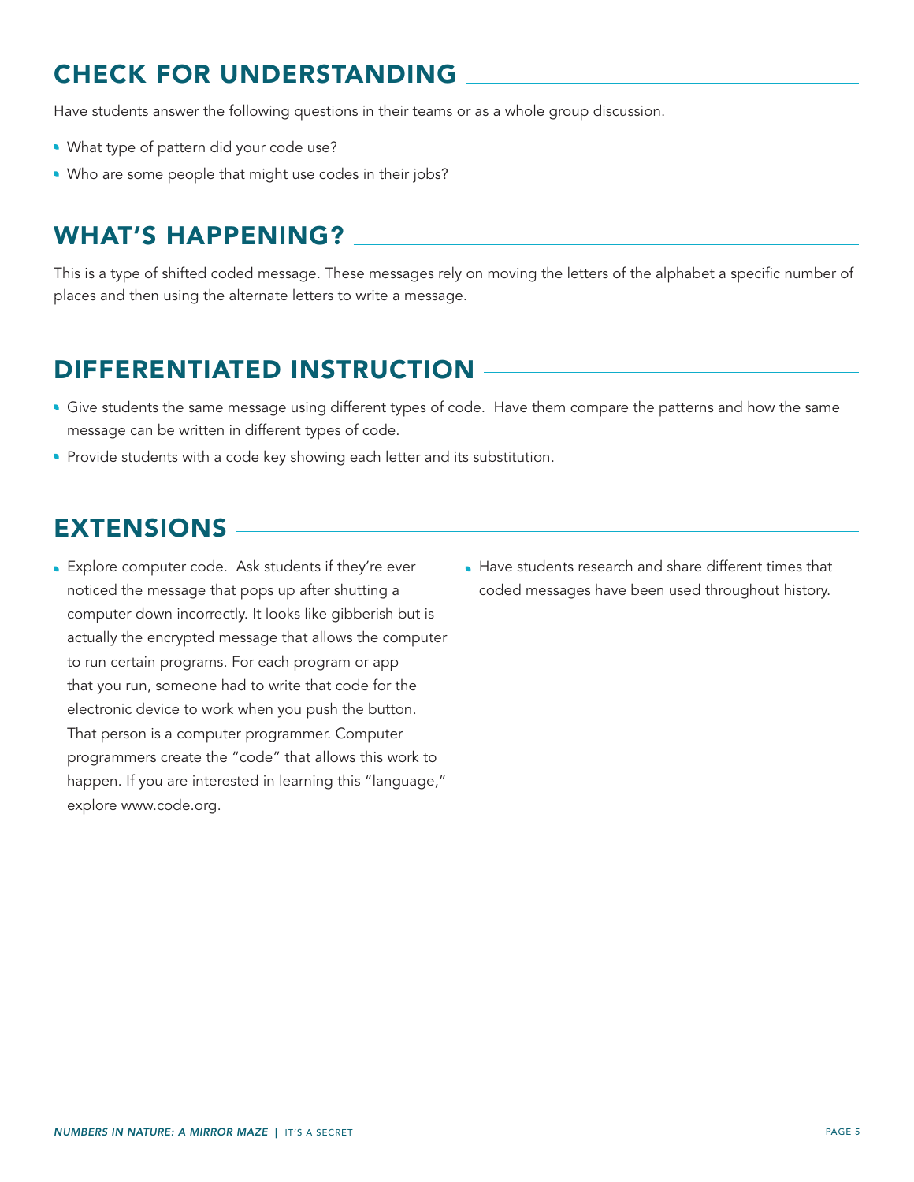## CHECK FOR UNDERSTANDING

Have students answer the following questions in their teams or as a whole group discussion.

- What type of pattern did your code use?
- Who are some people that might use codes in their jobs?

## WHAT'S HAPPENING?

This is a type of shifted coded message. These messages rely on moving the letters of the alphabet a specific number of places and then using the alternate letters to write a message.

## DIFFERENTIATED INSTRUCTION

- Give students the same message using different types of code. Have them compare the patterns and how the same message can be written in different types of code.
- Provide students with a code key showing each letter and its substitution.

## EXTENSIONS

- Explore computer code. Ask students if they're ever noticed the message that pops up after shutting a computer down incorrectly. It looks like gibberish but is actually the encrypted message that allows the computer to run certain programs. For each program or app that you run, someone had to write that code for the electronic device to work when you push the button. That person is a computer programmer. Computer programmers create the "code" that allows this work to happen. If you are interested in learning this "language," explore www.code.org.
- Have students research and share different times that coded messages have been used throughout history.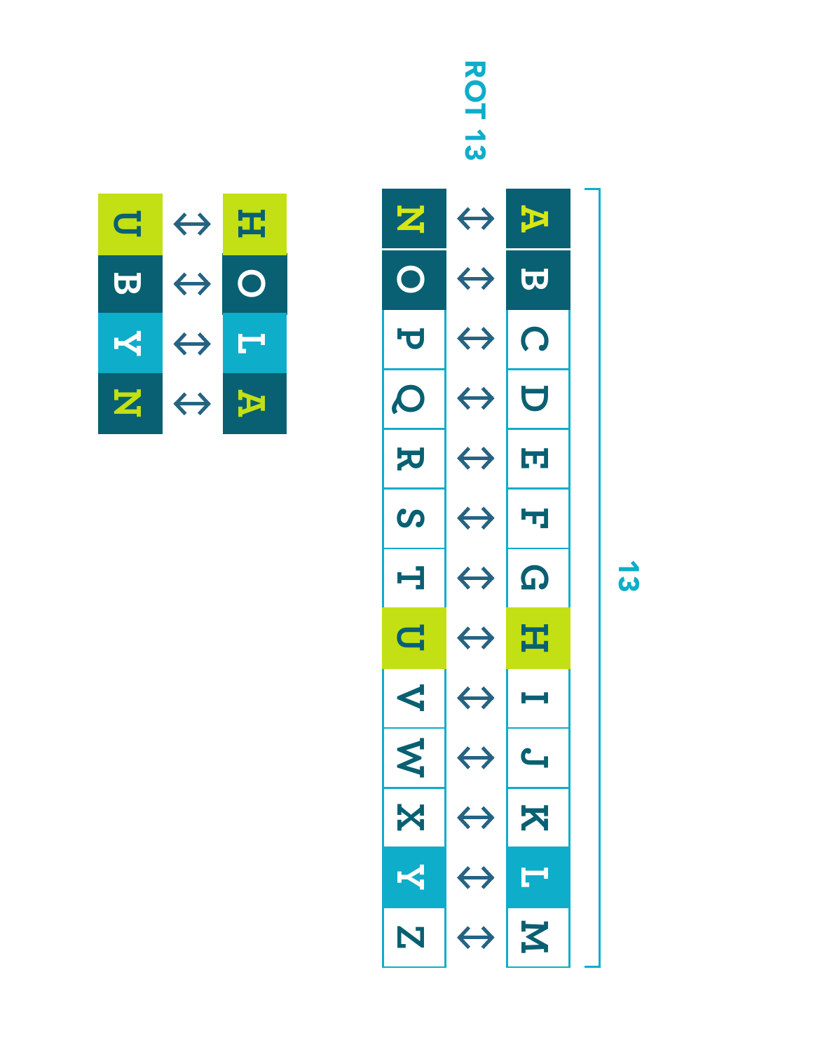# ROT 13

13

| | | |
|---|---|---|
| A | ⟷ | N |
| B | ⟷ | O |
| C | ⟷ | P |
| D | ⟷ | Q |
| E | ⟷ | R |
| F | ⟷ | S |
| G | ⟷ | T |
| H | ⟷ | U |
| I | ⟷ | V |
| J | ⟷ | W |
| K | ⟷ | X |
| L | ⟷ | Y |
| M | ⟷ | Z |

| | | |
|---|---|---|
| H | ⟷ | U |
| O | ⟷ | B |
| L | ⟷ | Y |
| A | ⟷ | N |